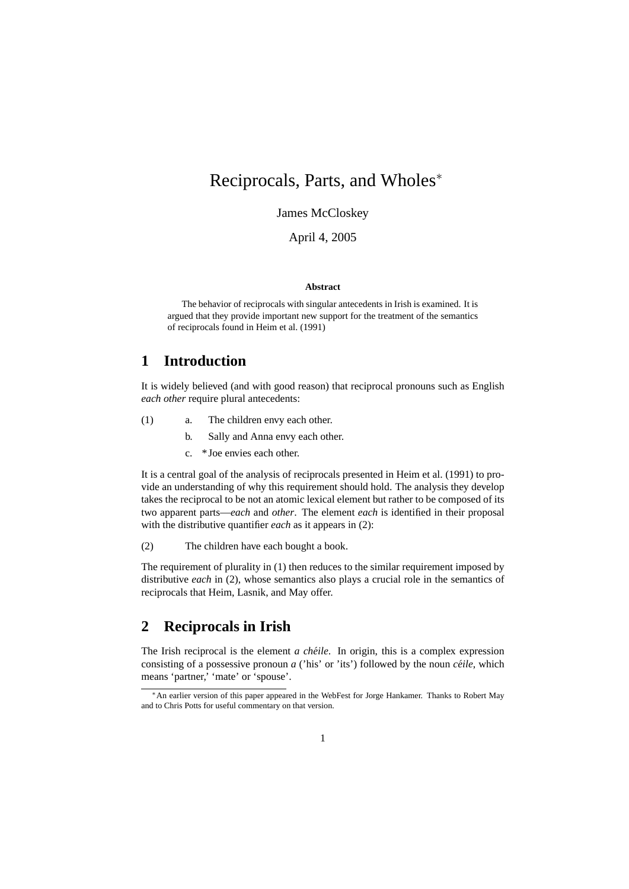# Reciprocals, Parts, and Wholes*

James McCloskey

April 4, 2005

**Abstract**

The behavior of reciprocals with singular antecedents in Irish is examined. It is argued that they provide important new support for the treatment of the semantics of reciprocals found in Heim et al. (1991)

## 1 Introduction

It is widely believed (and with good reason) that reciprocal pronouns such as English *each other* require plural antecedents:

(1)
 a. The children envy each other.
 b. Sally and Anna envy each other.
 c. *Joe envies each other.

It is a central goal of the analysis of reciprocals presented in Heim et al. (1991) to provide an understanding of why this requirement should hold. The analysis they develop takes the reciprocal to be not an atomic lexical element but rather to be composed of its two apparent parts—*each* and *other*. The element *each* is identified in their proposal with the distributive quantifier *each* as it appears in (2):

(2) The children have each bought a book.

The requirement of plurality in (1) then reduces to the similar requirement imposed by distributive *each* in (2), whose semantics also plays a crucial role in the semantics of reciprocals that Heim, Lasnik, and May offer.

## 2 Reciprocals in Irish

The Irish reciprocal is the element *a chéile*. In origin, this is a complex expression consisting of a possessive pronoun *a* ('his' or 'its') followed by the noun *céile*, which means 'partner,' 'mate' or 'spouse'.

*An earlier version of this paper appeared in the WebFest for Jorge Hankamer. Thanks to Robert May and to Chris Potts for useful commentary on that version.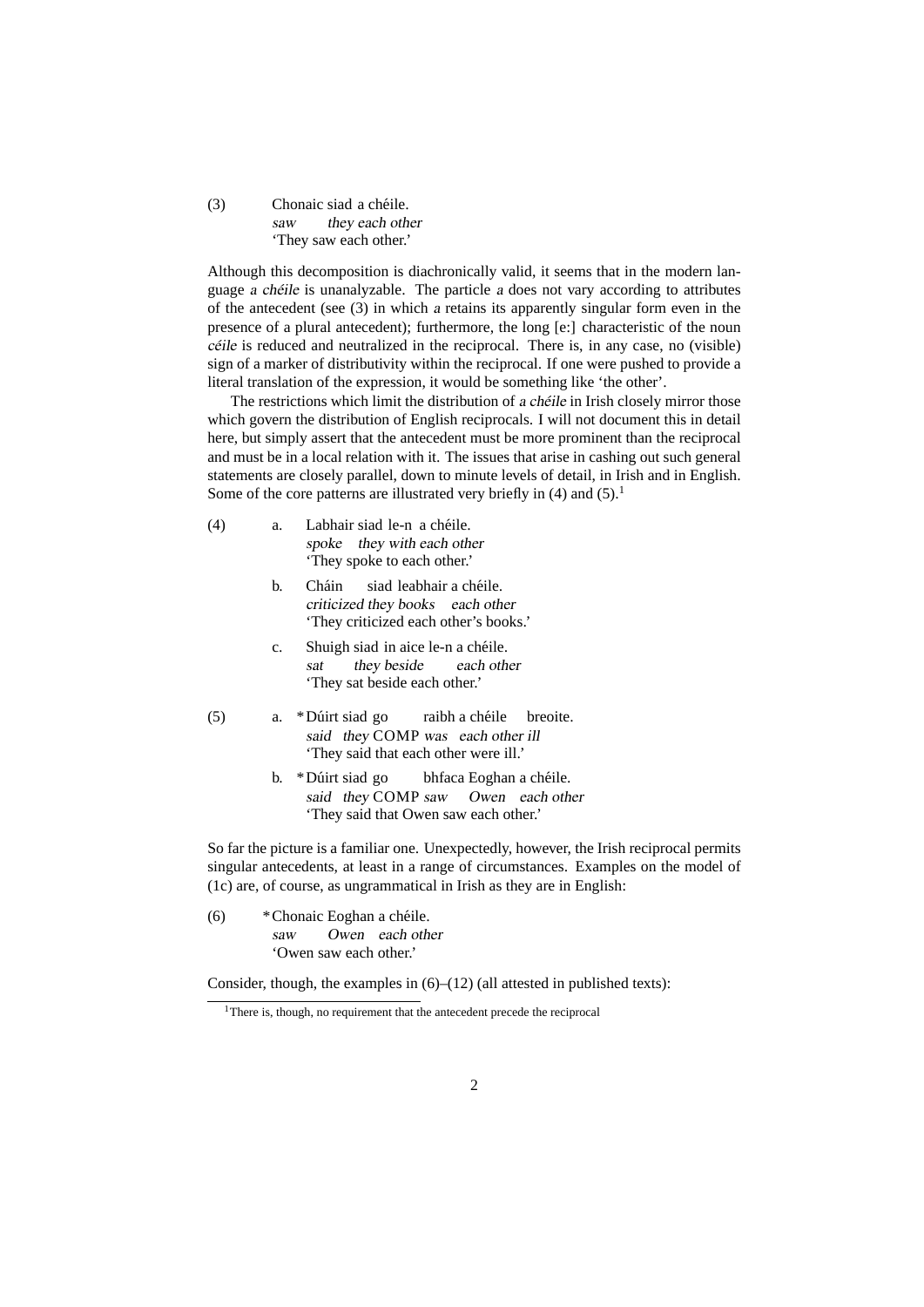(3) Chonaic siad a chéile.
*saw they each other*
'They saw each other.'

Although this decomposition is diachronically valid, it seems that in the modern language *a chéile* is unanalyzable. The particle *a* does not vary according to attributes of the antecedent (see (3) in which *a* retains its apparently singular form even in the presence of a plural antecedent); furthermore, the long [e:] characteristic of the noun *céile* is reduced and neutralized in the reciprocal. There is, in any case, no (visible) sign of a marker of distributivity within the reciprocal. If one were pushed to provide a literal translation of the expression, it would be something like 'the other'.

The restrictions which limit the distribution of *a chéile* in Irish closely mirror those which govern the distribution of English reciprocals. I will not document this in detail here, but simply assert that the antecedent must be more prominent than the reciprocal and must be in a local relation with it. The issues that arise in cashing out such general statements are closely parallel, down to minute levels of detail, in Irish and in English. Some of the core patterns are illustrated very briefly in (4) and (5).[1]

(4) a. Labhair siad le-n a chéile.
*spoke they with each other*
'They spoke to each other.'

b. Cháin siad leabhair a chéile.
*criticized they books each other*
'They criticized each other's books.'

c. Shuigh siad in aice le-n a chéile.
*sat they beside each other*
'They sat beside each other.'

(5) a. *Dúirt siad go raibh a chéile breoite.
*said they* COMP *was each other ill*
'They said that each other were ill.'

b. *Dúirt siad go bhfaca Eoghan a chéile.
*said they* COMP *saw Owen each other*
'They said that Owen saw each other.'

So far the picture is a familiar one. Unexpectedly, however, the Irish reciprocal permits singular antecedents, at least in a range of circumstances. Examples on the model of (1c) are, of course, as ungrammatical in Irish as they are in English:

(6) *Chonaic Eoghan a chéile.
*saw Owen each other*
'Owen saw each other.'

Consider, though, the examples in (6)–(12) (all attested in published texts):

[1] There is, though, no requirement that the antecedent precede the reciprocal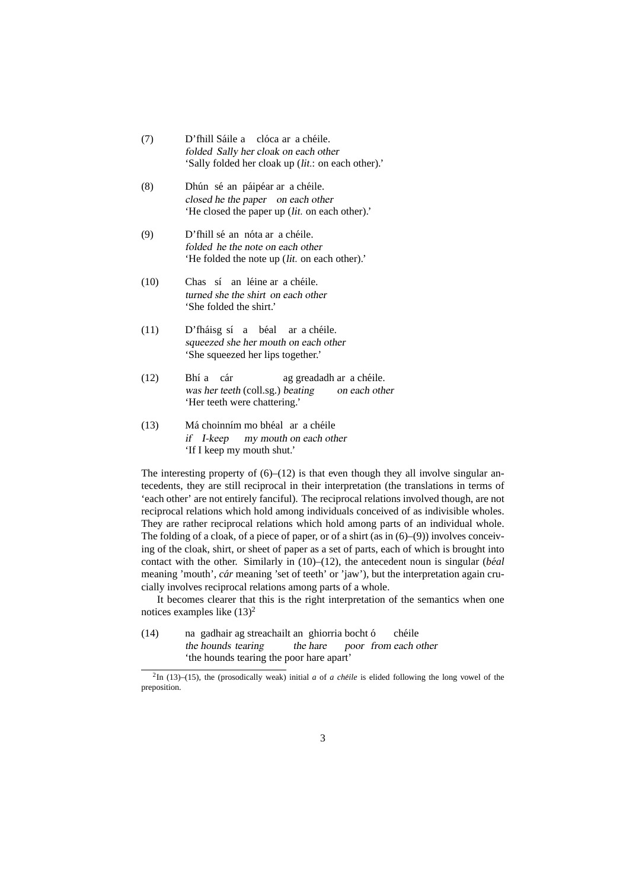(7) D'fhill Sáile a clóca ar a chéile.
*folded Sally her cloak on each other*
'Sally folded her cloak up (*lit.*: on each other).'

(8) Dhún sé an páipéar ar a chéile.
*closed he the paper on each other*
'He closed the paper up (*lit.* on each other).'

(9) D'fhill sé an nóta ar a chéile.
*folded he the note on each other*
'He folded the note up (*lit.* on each other).'

(10) Chas sí an léine ar a chéile.
*turned she the shirt on each other*
'She folded the shirt.'

(11) D'fháisg sí a béal ar a chéile.
*squeezed she her mouth on each other*
'She squeezed her lips together.'

(12) Bhí a cár ag greadadh ar a chéile.
*was her teeth* (coll.sg.) *beating on each other*
'Her teeth were chattering.'

(13) Má choinním mo bhéal ar a chéile
*if I-keep my mouth on each other*
'If I keep my mouth shut.'

The interesting property of (6)–(12) is that even though they all involve singular antecedents, they are still reciprocal in their interpretation (the translations in terms of 'each other' are not entirely fanciful). The reciprocal relations involved though, are not reciprocal relations which hold among individuals conceived of as indivisible wholes. They are rather reciprocal relations which hold among parts of an individual whole. The folding of a cloak, of a piece of paper, or of a shirt (as in (6)–(9)) involves conceiving of the cloak, shirt, or sheet of paper as a set of parts, each of which is brought into contact with the other. Similarly in (10)–(12), the antecedent noun is singular (*béal* meaning 'mouth', *cár* meaning 'set of teeth' or 'jaw'), but the interpretation again crucially involves reciprocal relations among parts of a whole.

It becomes clearer that this is the right interpretation of the semantics when one notices examples like (13)[2]

(14) na gadhair ag streachailt an ghiorria bocht ó chéile
*the hounds tearing the hare poor from each other*
'the hounds tearing the poor hare apart'

[2] In (13)–(15), the (prosodically weak) initial *a* of *a chéile* is elided following the long vowel of the preposition.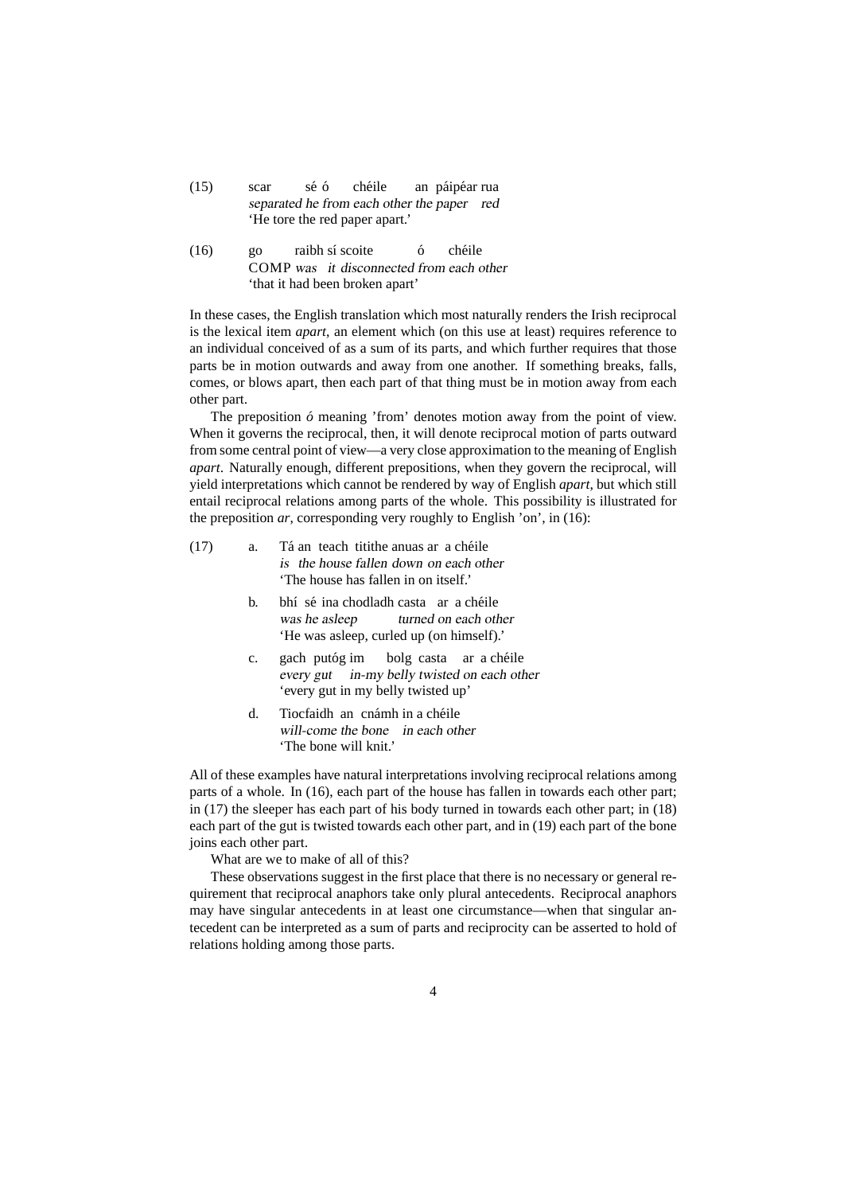(15) scar sé ó chéile an páipéar rua
*separated he from each other the paper red*
'He tore the red paper apart.'

(16) go raibh sí scoite ó chéile
COMP *was it disconnected from each other*
'that it had been broken apart'

In these cases, the English translation which most naturally renders the Irish reciprocal is the lexical item *apart*, an element which (on this use at least) requires reference to an individual conceived of as a sum of its parts, and which further requires that those parts be in motion outwards and away from one another. If something breaks, falls, comes, or blows apart, then each part of that thing must be in motion away from each other part.

The preposition *ó* meaning 'from' denotes motion away from the point of view. When it governs the reciprocal, then, it will denote reciprocal motion of parts outward from some central point of view—a very close approximation to the meaning of English *apart*. Naturally enough, different prepositions, when they govern the reciprocal, will yield interpretations which cannot be rendered by way of English *apart*, but which still entail reciprocal relations among parts of the whole. This possibility is illustrated for the preposition *ar*, corresponding very roughly to English 'on', in (16):

(17)
a. Tá an teach titithe anuas ar a chéile
*is the house fallen down on each other*
'The house has fallen in on itself.'

b. bhí sé ina chodladh casta ar a chéile
*was he asleep turned on each other*
'He was asleep, curled up (on himself).'

c. gach putóg im bolg casta ar a chéile
*every gut in-my belly twisted on each other*
'every gut in my belly twisted up'

d. Tiocfaidh an cnámh in a chéile
*will-come the bone in each other*
'The bone will knit.'

All of these examples have natural interpretations involving reciprocal relations among parts of a whole. In (16), each part of the house has fallen in towards each other part; in (17) the sleeper has each part of his body turned in towards each other part; in (18) each part of the gut is twisted towards each other part, and in (19) each part of the bone joins each other part.

What are we to make of all of this?

These observations suggest in the first place that there is no necessary or general requirement that reciprocal anaphors take only plural antecedents. Reciprocal anaphors may have singular antecedents in at least one circumstance—when that singular antecedent can be interpreted as a sum of parts and reciprocity can be asserted to hold of relations holding among those parts.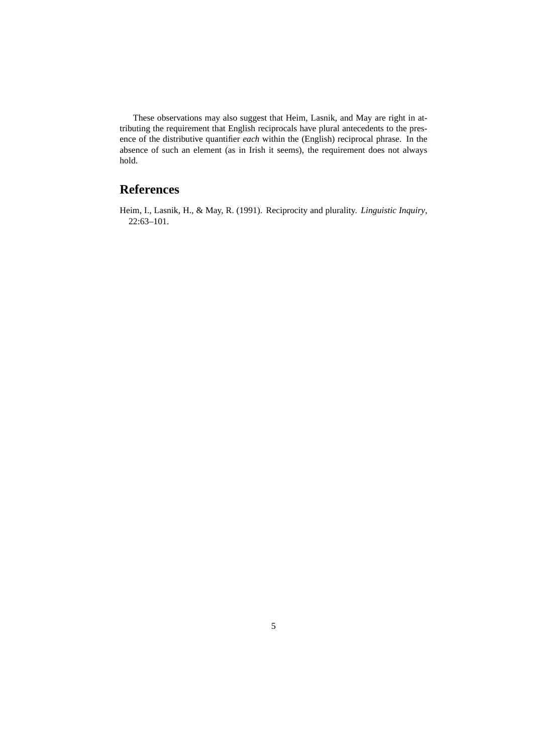These observations may also suggest that Heim, Lasnik, and May are right in attributing the requirement that English reciprocals have plural antecedents to the presence of the distributive quantifier *each* within the (English) reciprocal phrase. In the absence of such an element (as in Irish it seems), the requirement does not always hold.

## References

Heim, I., Lasnik, H., & May, R. (1991). Reciprocity and plurality. *Linguistic Inquiry*, 22:63–101.